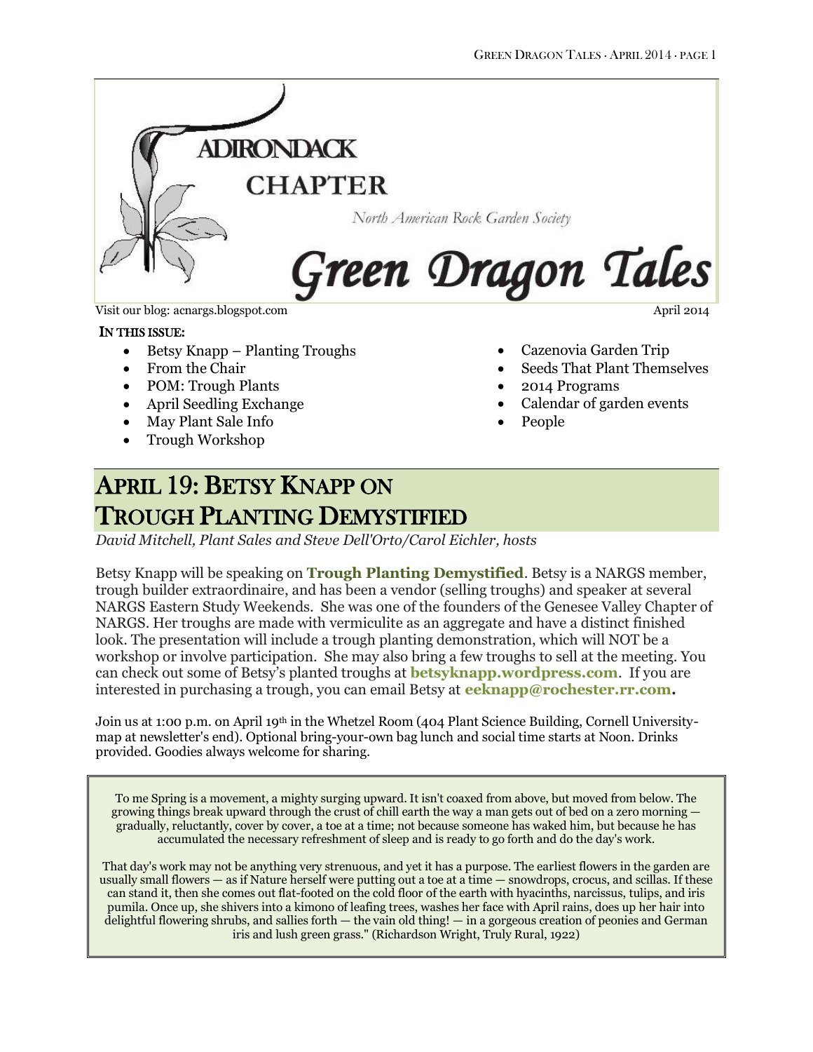# ADIRONDACK CHAPTER

North American Rock Garden Society

# Green Dragon Tales

Visit our blog: acnargs.blogspot.com

April 2014

**IN THIS ISSUE:**

- Betsy Knapp – Planting Troughs
- From the Chair
- POM: Trough Plants
- April Seedling Exchange
- May Plant Sale Info
- Trough Workshop
- Cazenovia Garden Trip
- Seeds That Plant Themselves
- 2014 Programs
- Calendar of garden events
- People

## APRIL 19: BETSY KNAPP ON TROUGH PLANTING DEMYSTIFIED

*David Mitchell, Plant Sales and Steve Dell'Orto/Carol Eichler, hosts*

Betsy Knapp will be speaking on **Trough Planting Demystified**. Betsy is a NARGS member, trough builder extraordinaire, and has been a vendor (selling troughs) and speaker at several NARGS Eastern Study Weekends. She was one of the founders of the Genesee Valley Chapter of NARGS. Her troughs are made with vermiculite as an aggregate and have a distinct finished look. The presentation will include a trough planting demonstration, which will NOT be a workshop or involve participation. She may also bring a few troughs to sell at the meeting. You can check out some of Betsy's planted troughs at **betsyknapp.wordpress.com**. If you are interested in purchasing a trough, you can email Betsy at **eeknapp@rochester.rr.com.**

Join us at 1:00 p.m. on April 19th in the Whetzel Room (404 Plant Science Building, Cornell University-map at newsletter's end). Optional bring-your-own bag lunch and social time starts at Noon. Drinks provided. Goodies always welcome for sharing.

> To me Spring is a movement, a mighty surging upward. It isn't coaxed from above, but moved from below. The growing things break upward through the crust of chill earth the way a man gets out of bed on a zero morning — gradually, reluctantly, cover by cover, a toe at a time; not because someone has waked him, but because he has accumulated the necessary refreshment of sleep and is ready to go forth and do the day's work.
>
> That day's work may not be anything very strenuous, and yet it has a purpose. The earliest flowers in the garden are usually small flowers — as if Nature herself were putting out a toe at a time — snowdrops, crocus, and scillas. If these can stand it, then she comes out flat-footed on the cold floor of the earth with hyacinths, narcissus, tulips, and iris pumila. Once up, she shivers into a kimono of leafing trees, washes her face with April rains, does up her hair into delightful flowering shrubs, and sallies forth — the vain old thing! — in a gorgeous creation of peonies and German iris and lush green grass." (Richardson Wright, Truly Rural, 1922)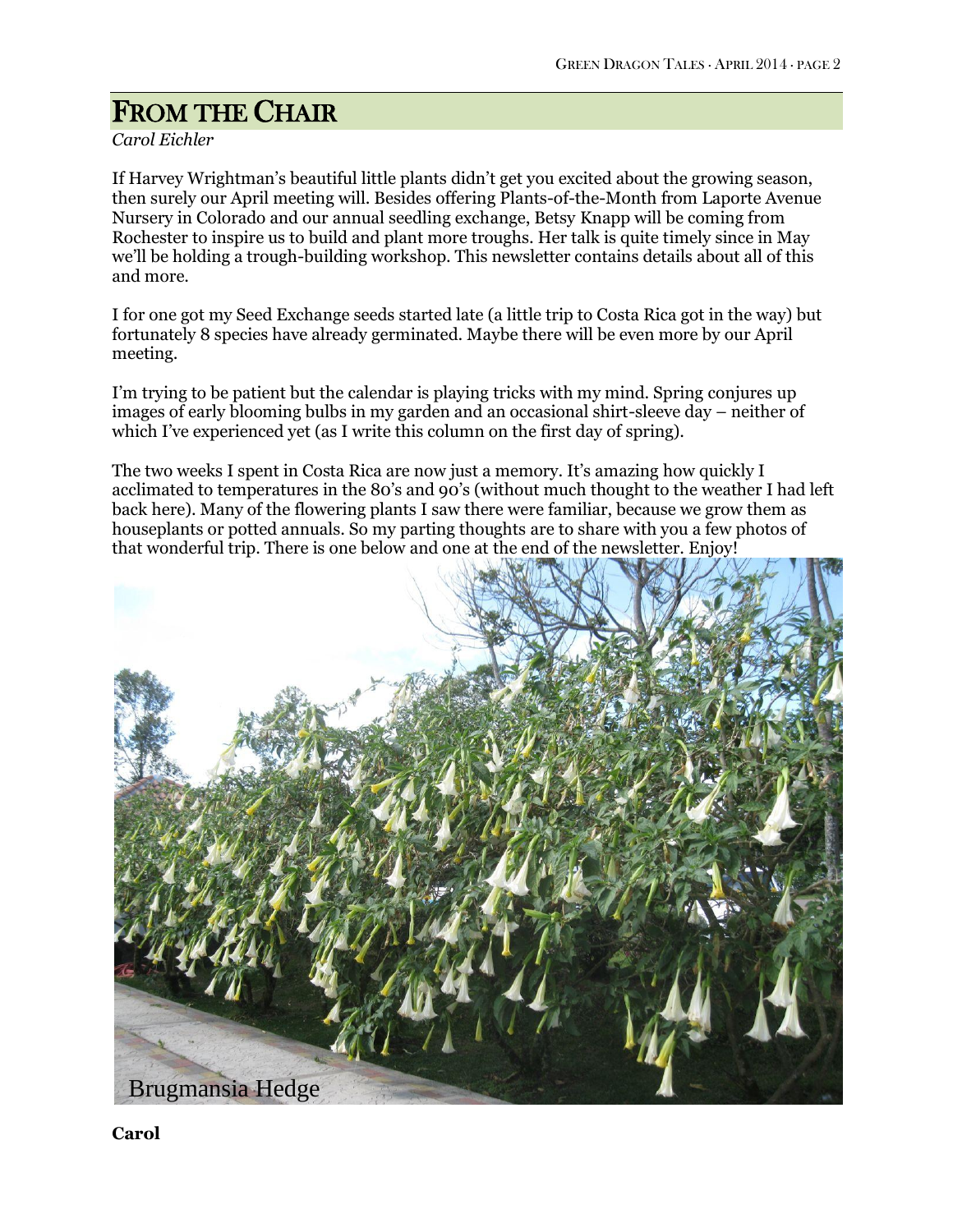# FROM THE CHAIR

*Carol Eichler*

If Harvey Wrightman's beautiful little plants didn't get you excited about the growing season, then surely our April meeting will. Besides offering Plants-of-the-Month from Laporte Avenue Nursery in Colorado and our annual seedling exchange, Betsy Knapp will be coming from Rochester to inspire us to build and plant more troughs. Her talk is quite timely since in May we'll be holding a trough-building workshop. This newsletter contains details about all of this and more.

I for one got my Seed Exchange seeds started late (a little trip to Costa Rica got in the way) but fortunately 8 species have already germinated. Maybe there will be even more by our April meeting.

I'm trying to be patient but the calendar is playing tricks with my mind. Spring conjures up images of early blooming bulbs in my garden and an occasional shirt-sleeve day – neither of which I've experienced yet (as I write this column on the first day of spring).

The two weeks I spent in Costa Rica are now just a memory. It's amazing how quickly I acclimated to temperatures in the 80's and 90's (without much thought to the weather I had left back here). Many of the flowering plants I saw there were familiar, because we grow them as houseplants or potted annuals. So my parting thoughts are to share with you a few photos of that wonderful trip. There is one below and one at the end of the newsletter. Enjoy!

Brugmansia Hedge

**Carol**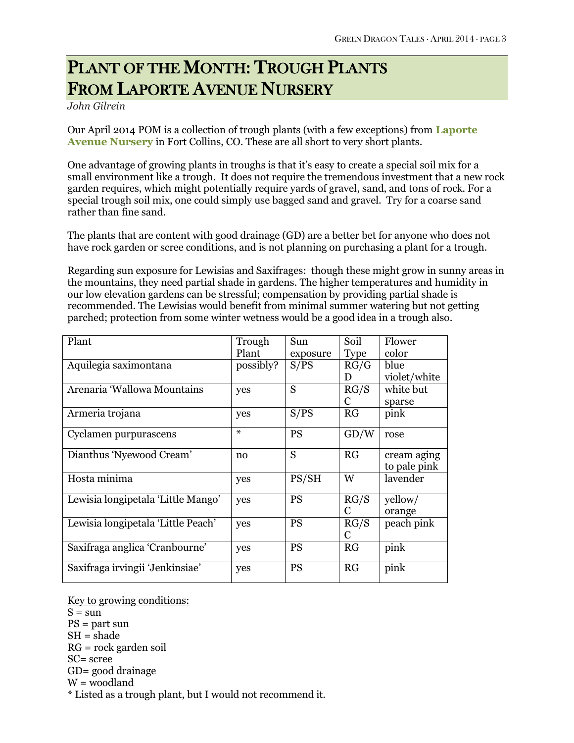# PLANT OF THE MONTH: TROUGH PLANTS FROM LAPORTE AVENUE NURSERY

*John Gilrein*

Our April 2014 POM is a collection of trough plants (with a few exceptions) from **Laporte Avenue Nursery** in Fort Collins, CO. These are all short to very short plants.

One advantage of growing plants in troughs is that it's easy to create a special soil mix for a small environment like a trough. It does not require the tremendous investment that a new rock garden requires, which might potentially require yards of gravel, sand, and tons of rock. For a special trough soil mix, one could simply use bagged sand and gravel. Try for a coarse sand rather than fine sand.

The plants that are content with good drainage (GD) are a better bet for anyone who does not have rock garden or scree conditions, and is not planning on purchasing a plant for a trough.

Regarding sun exposure for Lewisias and Saxifrages: though these might grow in sunny areas in the mountains, they need partial shade in gardens. The higher temperatures and humidity in our low elevation gardens can be stressful; compensation by providing partial shade is recommended. The Lewisias would benefit from minimal summer watering but not getting parched; protection from some winter wetness would be a good idea in a trough also.

| Plant | Trough Plant | Sun exposure | Soil Type | Flower color |
|---|---|---|---|---|
| Aquilegia saximontana | possibly? | S/PS | RG/GD | blue violet/white |
| Arenaria 'Wallowa Mountains | yes | S | RG/SC | white but sparse |
| Armeria trojana | yes | S/PS | RG | pink |
| Cyclamen purpurascens | * | PS | GD/W | rose |
| Dianthus 'Nyewood Cream' | no | S | RG | cream aging to pale pink |
| Hosta minima | yes | PS/SH | W | lavender |
| Lewisia longipetala 'Little Mango' | yes | PS | RG/SC | yellow/ orange |
| Lewisia longipetala 'Little Peach' | yes | PS | RG/SC | peach pink |
| Saxifraga anglica 'Cranbourne' | yes | PS | RG | pink |
| Saxifraga irvingii 'Jenkinsiae' | yes | PS | RG | pink |

Key to growing conditions:
S = sun
PS = part sun
SH = shade
RG = rock garden soil
SC= scree
GD= good drainage
W = woodland
* Listed as a trough plant, but I would not recommend it.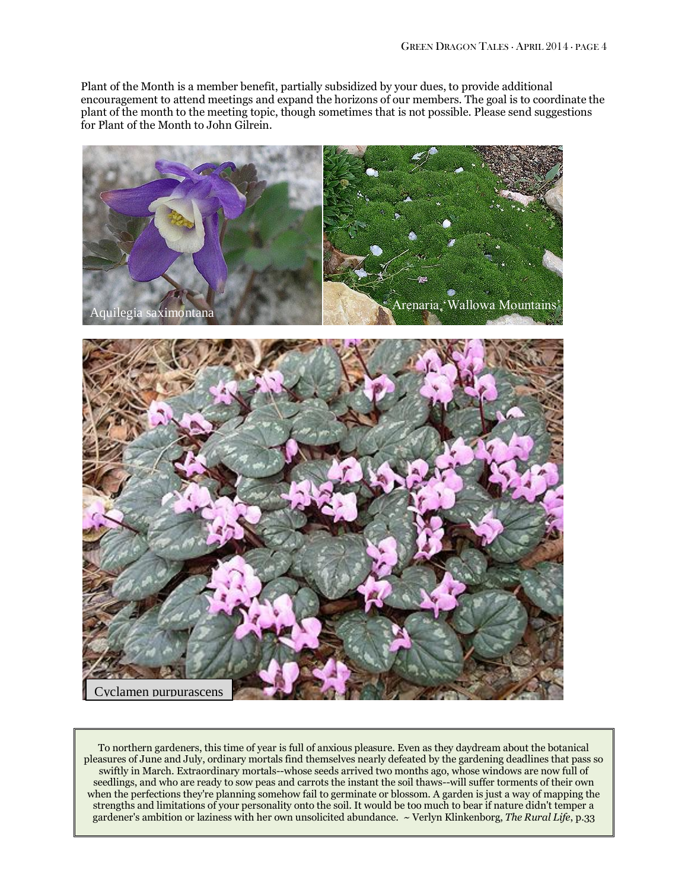Plant of the Month is a member benefit, partially subsidized by your dues, to provide additional encouragement to attend meetings and expand the horizons of our members. The goal is to coordinate the plant of the month to the meeting topic, though sometimes that is not possible. Please send suggestions for Plant of the Month to John Gilrein.

Aquilegia saximontana

Arenaria 'Wallowa Mountains'

Cyclamen purpurascens

To northern gardeners, this time of year is full of anxious pleasure. Even as they daydream about the botanical pleasures of June and July, ordinary mortals find themselves nearly defeated by the gardening deadlines that pass so swiftly in March. Extraordinary mortals--whose seeds arrived two months ago, whose windows are now full of seedlings, and who are ready to sow peas and carrots the instant the soil thaws--will suffer torments of their own when the perfections they're planning somehow fail to germinate or blossom. A garden is just a way of mapping the strengths and limitations of your personality onto the soil. It would be too much to bear if nature didn't temper a gardener's ambition or laziness with her own unsolicited abundance. ~ Verlyn Klinkenborg, *The Rural Life*, p.33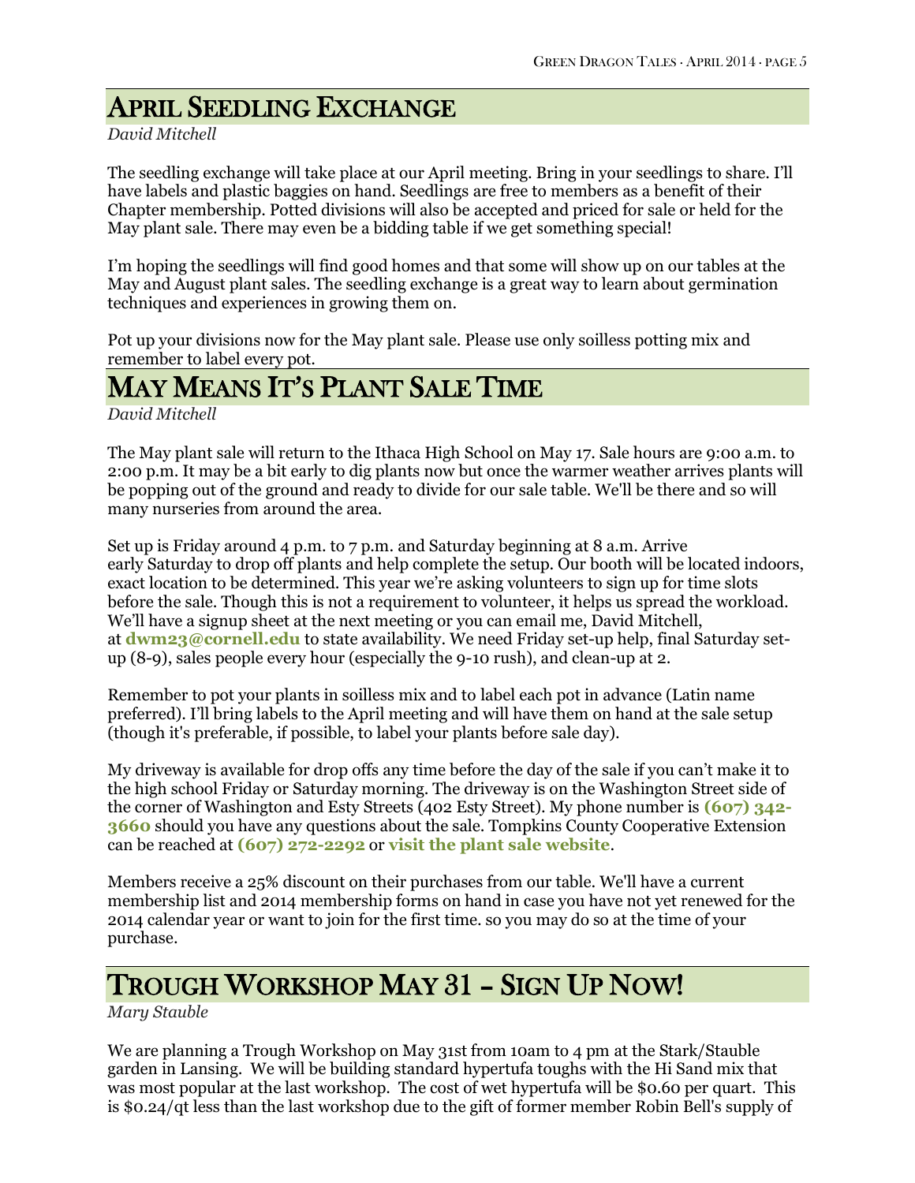## April Seedling Exchange

*David Mitchell*

The seedling exchange will take place at our April meeting. Bring in your seedlings to share. I'll have labels and plastic baggies on hand. Seedlings are free to members as a benefit of their Chapter membership. Potted divisions will also be accepted and priced for sale or held for the May plant sale. There may even be a bidding table if we get something special!

I'm hoping the seedlings will find good homes and that some will show up on our tables at the May and August plant sales. The seedling exchange is a great way to learn about germination techniques and experiences in growing them on.

Pot up your divisions now for the May plant sale. Please use only soilless potting mix and remember to label every pot.

## May Means It's Plant Sale Time

*David Mitchell*

The May plant sale will return to the Ithaca High School on May 17. Sale hours are 9:00 a.m. to 2:00 p.m. It may be a bit early to dig plants now but once the warmer weather arrives plants will be popping out of the ground and ready to divide for our sale table. We'll be there and so will many nurseries from around the area.

Set up is Friday around 4 p.m. to 7 p.m. and Saturday beginning at 8 a.m. Arrive early Saturday to drop off plants and help complete the setup. Our booth will be located indoors, exact location to be determined. This year we're asking volunteers to sign up for time slots before the sale. Though this is not a requirement to volunteer, it helps us spread the workload. We'll have a signup sheet at the next meeting or you can email me, David Mitchell, at **dwm23@cornell.edu** to state availability. We need Friday set-up help, final Saturday set-up (8-9), sales people every hour (especially the 9-10 rush), and clean-up at 2.

Remember to pot your plants in soilless mix and to label each pot in advance (Latin name preferred). I'll bring labels to the April meeting and will have them on hand at the sale setup (though it's preferable, if possible, to label your plants before sale day).

My driveway is available for drop offs any time before the day of the sale if you can't make it to the high school Friday or Saturday morning. The driveway is on the Washington Street side of the corner of Washington and Esty Streets (402 Esty Street). My phone number is **(607) 342-3660** should you have any questions about the sale. Tompkins County Cooperative Extension can be reached at **(607) 272-2292** or **visit the plant sale website**.

Members receive a 25% discount on their purchases from our table. We'll have a current membership list and 2014 membership forms on hand in case you have not yet renewed for the 2014 calendar year or want to join for the first time. so you may do so at the time of your purchase.

## Trough Workshop May 31 – Sign Up Now!

*Mary Stauble*

We are planning a Trough Workshop on May 31st from 10am to 4 pm at the Stark/Stauble garden in Lansing. We will be building standard hypertufa toughs with the Hi Sand mix that was most popular at the last workshop. The cost of wet hypertufa will be $0.60 per quart. This is $0.24/qt less than the last workshop due to the gift of former member Robin Bell's supply of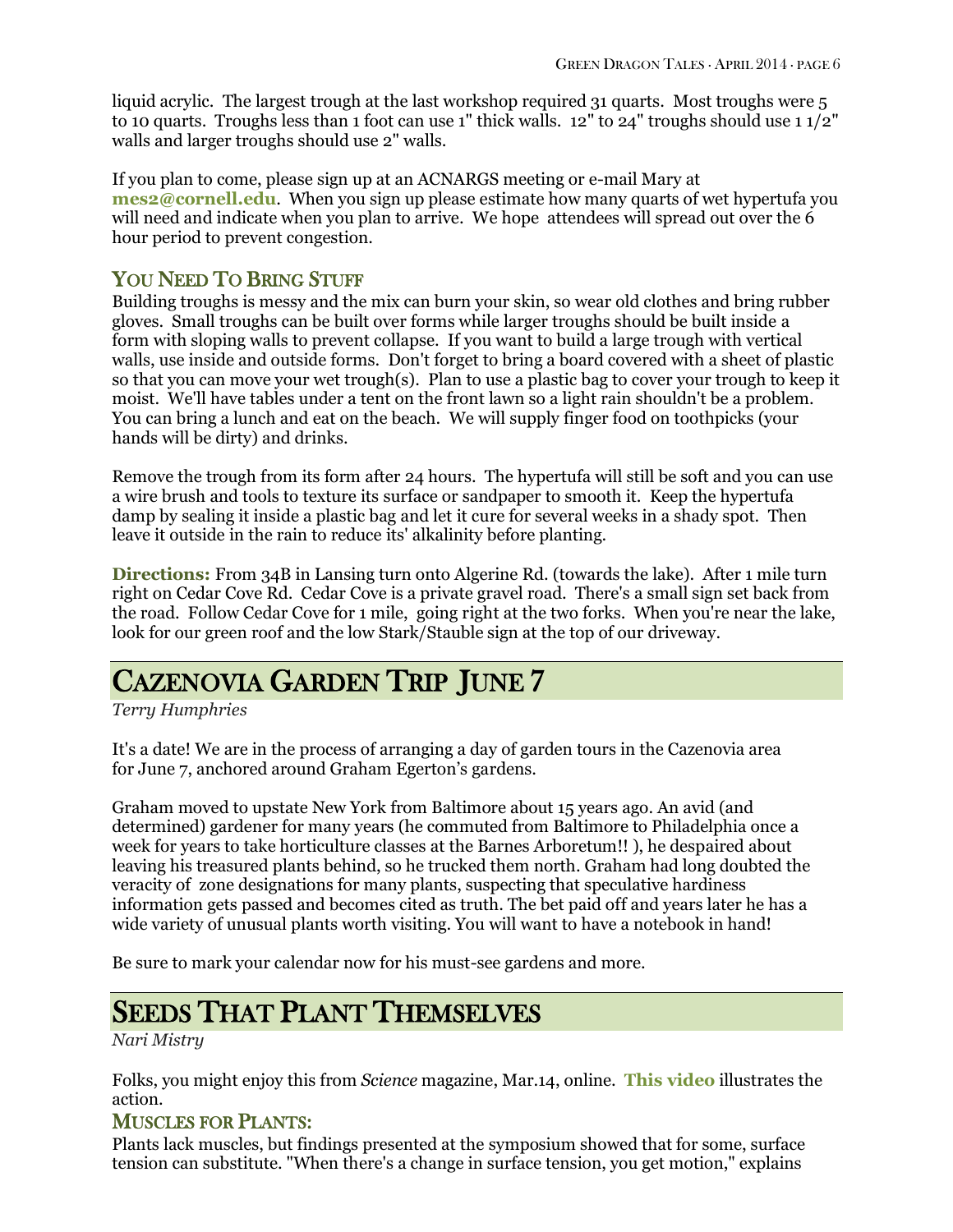liquid acrylic. The largest trough at the last workshop required 31 quarts. Most troughs were 5 to 10 quarts. Troughs less than 1 foot can use 1" thick walls. 12" to 24" troughs should use 1 1/2" walls and larger troughs should use 2" walls.

If you plan to come, please sign up at an ACNARGS meeting or e-mail Mary at **mes2@cornell.edu**. When you sign up please estimate how many quarts of wet hypertufa you will need and indicate when you plan to arrive. We hope attendees will spread out over the 6 hour period to prevent congestion.

### You Need To Bring Stuff

Building troughs is messy and the mix can burn your skin, so wear old clothes and bring rubber gloves. Small troughs can be built over forms while larger troughs should be built inside a form with sloping walls to prevent collapse. If you want to build a large trough with vertical walls, use inside and outside forms. Don't forget to bring a board covered with a sheet of plastic so that you can move your wet trough(s). Plan to use a plastic bag to cover your trough to keep it moist. We'll have tables under a tent on the front lawn so a light rain shouldn't be a problem. You can bring a lunch and eat on the beach. We will supply finger food on toothpicks (your hands will be dirty) and drinks.

Remove the trough from its form after 24 hours. The hypertufa will still be soft and you can use a wire brush and tools to texture its surface or sandpaper to smooth it. Keep the hypertufa damp by sealing it inside a plastic bag and let it cure for several weeks in a shady spot. Then leave it outside in the rain to reduce its' alkalinity before planting.

**Directions:** From 34B in Lansing turn onto Algerine Rd. (towards the lake). After 1 mile turn right on Cedar Cove Rd. Cedar Cove is a private gravel road. There's a small sign set back from the road. Follow Cedar Cove for 1 mile, going right at the two forks. When you're near the lake, look for our green roof and the low Stark/Stauble sign at the top of our driveway.

## Cazenovia Garden Trip June 7

*Terry Humphries*

It's a date! We are in the process of arranging a day of garden tours in the Cazenovia area for June 7, anchored around Graham Egerton's gardens.

Graham moved to upstate New York from Baltimore about 15 years ago. An avid (and determined) gardener for many years (he commuted from Baltimore to Philadelphia once a week for years to take horticulture classes at the Barnes Arboretum!! ), he despaired about leaving his treasured plants behind, so he trucked them north. Graham had long doubted the veracity of zone designations for many plants, suspecting that speculative hardiness information gets passed and becomes cited as truth. The bet paid off and years later he has a wide variety of unusual plants worth visiting. You will want to have a notebook in hand!

Be sure to mark your calendar now for his must-see gardens and more.

## Seeds That Plant Themselves

*Nari Mistry*

Folks, you might enjoy this from *Science* magazine, Mar.14, online. **This video** illustrates the action.

### Muscles for Plants:

Plants lack muscles, but findings presented at the symposium showed that for some, surface tension can substitute. "When there's a change in surface tension, you get motion," explains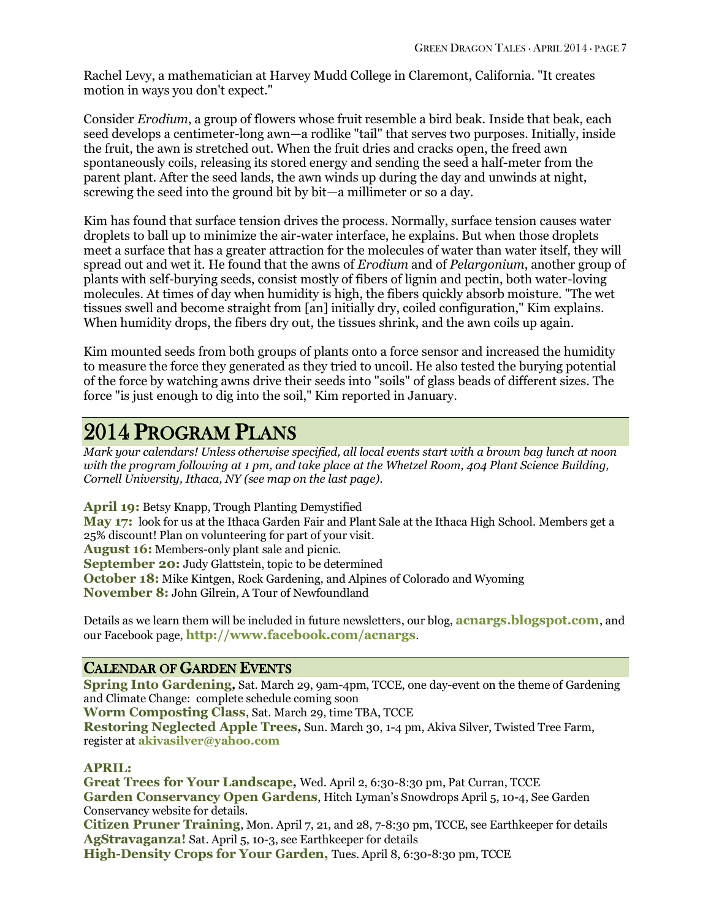Rachel Levy, a mathematician at Harvey Mudd College in Claremont, California. "It creates motion in ways you don't expect."

Consider *Erodium*, a group of flowers whose fruit resemble a bird beak. Inside that beak, each seed develops a centimeter-long awn—a rodlike "tail" that serves two purposes. Initially, inside the fruit, the awn is stretched out. When the fruit dries and cracks open, the freed awn spontaneously coils, releasing its stored energy and sending the seed a half-meter from the parent plant. After the seed lands, the awn winds up during the day and unwinds at night, screwing the seed into the ground bit by bit—a millimeter or so a day.

Kim has found that surface tension drives the process. Normally, surface tension causes water droplets to ball up to minimize the air-water interface, he explains. But when those droplets meet a surface that has a greater attraction for the molecules of water than water itself, they will spread out and wet it. He found that the awns of *Erodium* and of *Pelargonium*, another group of plants with self-burying seeds, consist mostly of fibers of lignin and pectin, both water-loving molecules. At times of day when humidity is high, the fibers quickly absorb moisture. "The wet tissues swell and become straight from [an] initially dry, coiled configuration," Kim explains. When humidity drops, the fibers dry out, the tissues shrink, and the awn coils up again.

Kim mounted seeds from both groups of plants onto a force sensor and increased the humidity to measure the force they generated as they tried to uncoil. He also tested the burying potential of the force by watching awns drive their seeds into "soils" of glass beads of different sizes. The force "is just enough to dig into the soil," Kim reported in January.

## 2014 Program Plans

*Mark your calendars! Unless otherwise specified, all local events start with a brown bag lunch at noon with the program following at 1 pm, and take place at the Whetzel Room, 404 Plant Science Building, Cornell University, Ithaca, NY (see map on the last page).*

**April 19:** Betsy Knapp, Trough Planting Demystified
**May 17:** look for us at the Ithaca Garden Fair and Plant Sale at the Ithaca High School. Members get a 25% discount! Plan on volunteering for part of your visit.
**August 16:** Members-only plant sale and picnic.
**September 20:** Judy Glattstein, topic to be determined
**October 18:** Mike Kintgen, Rock Gardening, and Alpines of Colorado and Wyoming
**November 8:** John Gilrein, A Tour of Newfoundland

Details as we learn them will be included in future newsletters, our blog, **acnargs.blogspot.com**, and our Facebook page, **http://www.facebook.com/acnargs**.

## Calendar of Garden Events

**Spring Into Gardening,** Sat. March 29, 9am-4pm, TCCE, one day-event on the theme of Gardening and Climate Change: complete schedule coming soon
**Worm Composting Class**, Sat. March 29, time TBA, TCCE
**Restoring Neglected Apple Trees,** Sun. March 30, 1-4 pm, Akiva Silver, Twisted Tree Farm, register at **akivasilver@yahoo.com**

**APRIL:**

**Great Trees for Your Landscape,** Wed. April 2, 6:30-8:30 pm, Pat Curran, TCCE
**Garden Conservancy Open Gardens**, Hitch Lyman's Snowdrops April 5, 10-4, See Garden Conservancy website for details.
**Citizen Pruner Training**, Mon. April 7, 21, and 28, 7-8:30 pm, TCCE, see Earthkeeper for details
**AgStravaganza!** Sat. April 5, 10-3, see Earthkeeper for details
**High-Density Crops for Your Garden,** Tues. April 8, 6:30-8:30 pm, TCCE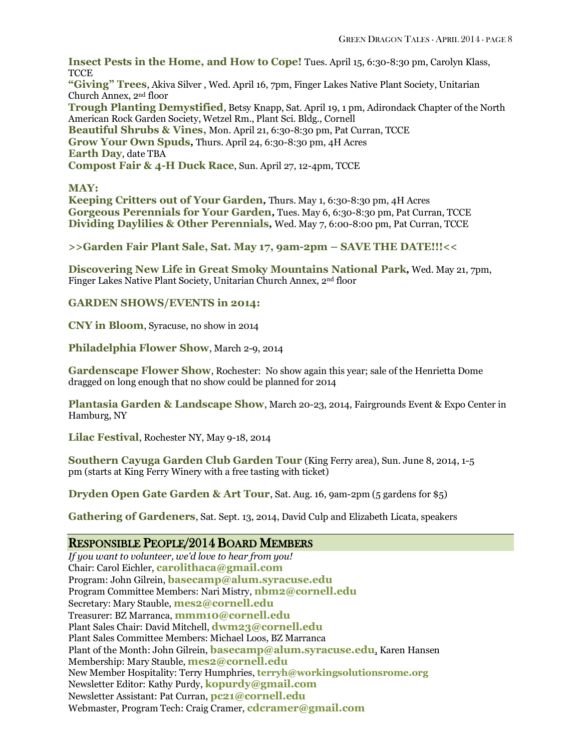**Insect Pests in the Home, and How to Cope!** Tues. April 15, 6:30-8:30 pm, Carolyn Klass, TCCE
**"Giving" Trees**, Akiva Silver , Wed. April 16, 7pm, Finger Lakes Native Plant Society, Unitarian Church Annex, 2nd floor
**Trough Planting Demystified**, Betsy Knapp, Sat. April 19, 1 pm, Adirondack Chapter of the North American Rock Garden Society, Wetzel Rm., Plant Sci. Bldg., Cornell
**Beautiful Shrubs & Vines,** Mon. April 21, 6:30-8:30 pm, Pat Curran, TCCE
**Grow Your Own Spuds,** Thurs. April 24, 6:30-8:30 pm, 4H Acres
**Earth Day**, date TBA
**Compost Fair & 4-H Duck Race**, Sun. April 27, 12-4pm, TCCE

**MAY:**
**Keeping Critters out of Your Garden,** Thurs. May 1, 6:30-8:30 pm, 4H Acres
**Gorgeous Perennials for Your Garden,** Tues. May 6, 6:30-8:30 pm, Pat Curran, TCCE
**Dividing Daylilies & Other Perennials,** Wed. May 7, 6:00-8:00 pm, Pat Curran, TCCE

**>>Garden Fair Plant Sale, Sat. May 17, 9am-2pm – SAVE THE DATE!!!<<**

**Discovering New Life in Great Smoky Mountains National Park,** Wed. May 21, 7pm, Finger Lakes Native Plant Society, Unitarian Church Annex, 2nd floor

**GARDEN SHOWS/EVENTS in 2014:**

**CNY in Bloom**, Syracuse, no show in 2014

**Philadelphia Flower Show**, March 2-9, 2014

**Gardenscape Flower Show**, Rochester: No show again this year; sale of the Henrietta Dome dragged on long enough that no show could be planned for 2014

**Plantasia Garden & Landscape Show**, March 20-23, 2014, Fairgrounds Event & Expo Center in Hamburg, NY

**Lilac Festival**, Rochester NY, May 9-18, 2014

**Southern Cayuga Garden Club Garden Tour** (King Ferry area), Sun. June 8, 2014, 1-5 pm (starts at King Ferry Winery with a free tasting with ticket)

**Dryden Open Gate Garden & Art Tour**, Sat. Aug. 16, 9am-2pm (5 gardens for $5)

**Gathering of Gardeners**, Sat. Sept. 13, 2014, David Culp and Elizabeth Licata, speakers

## Responsible People/2014 Board Members

*If you want to volunteer, we'd love to hear from you!*
Chair: Carol Eichler, **carolithaca@gmail.com**
Program: John Gilrein, **basecamp@alum.syracuse.edu**
Program Committee Members: Nari Mistry, **nbm2@cornell.edu**
Secretary: Mary Stauble, **mes2@cornell.edu**
Treasurer: BZ Marranca, **mmm10@cornell.edu**
Plant Sales Chair: David Mitchell, **dwm23@cornell.edu**
Plant Sales Committee Members: Michael Loos, BZ Marranca
Plant of the Month: John Gilrein, **basecamp@alum.syracuse.edu**, Karen Hansen
Membership: Mary Stauble, **mes2@cornell.edu**
New Member Hospitality: Terry Humphries, **terryh@workingsolutionsrome.org**
Newsletter Editor: Kathy Purdy, **kopurdy@gmail.com**
Newsletter Assistant: Pat Curran, **pc21@cornell.edu**
Webmaster, Program Tech: Craig Cramer, **cdcramer@gmail.com**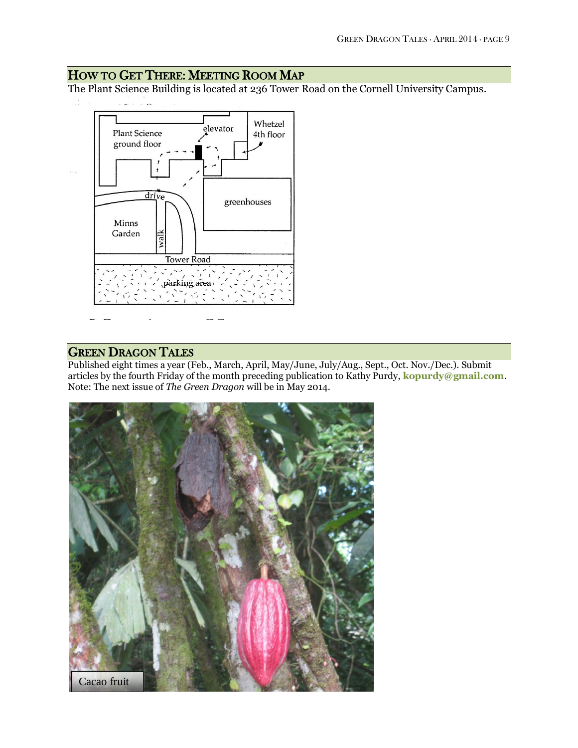## How to Get There: Meeting Room Map

The Plant Science Building is located at 236 Tower Road on the Cornell University Campus.

Plant Science ground floor
elevator
Whetzel 4th floor
drive
greenhouses
Minns Garden
walk
Tower Road
parking area

## Green Dragon Tales

Published eight times a year (Feb., March, April, May/June, July/Aug., Sept., Oct. Nov./Dec.). Submit articles by the fourth Friday of the month preceding publication to Kathy Purdy, **kopurdy@gmail.com**. Note: The next issue of *The Green Dragon* will be in May 2014.

Cacao fruit